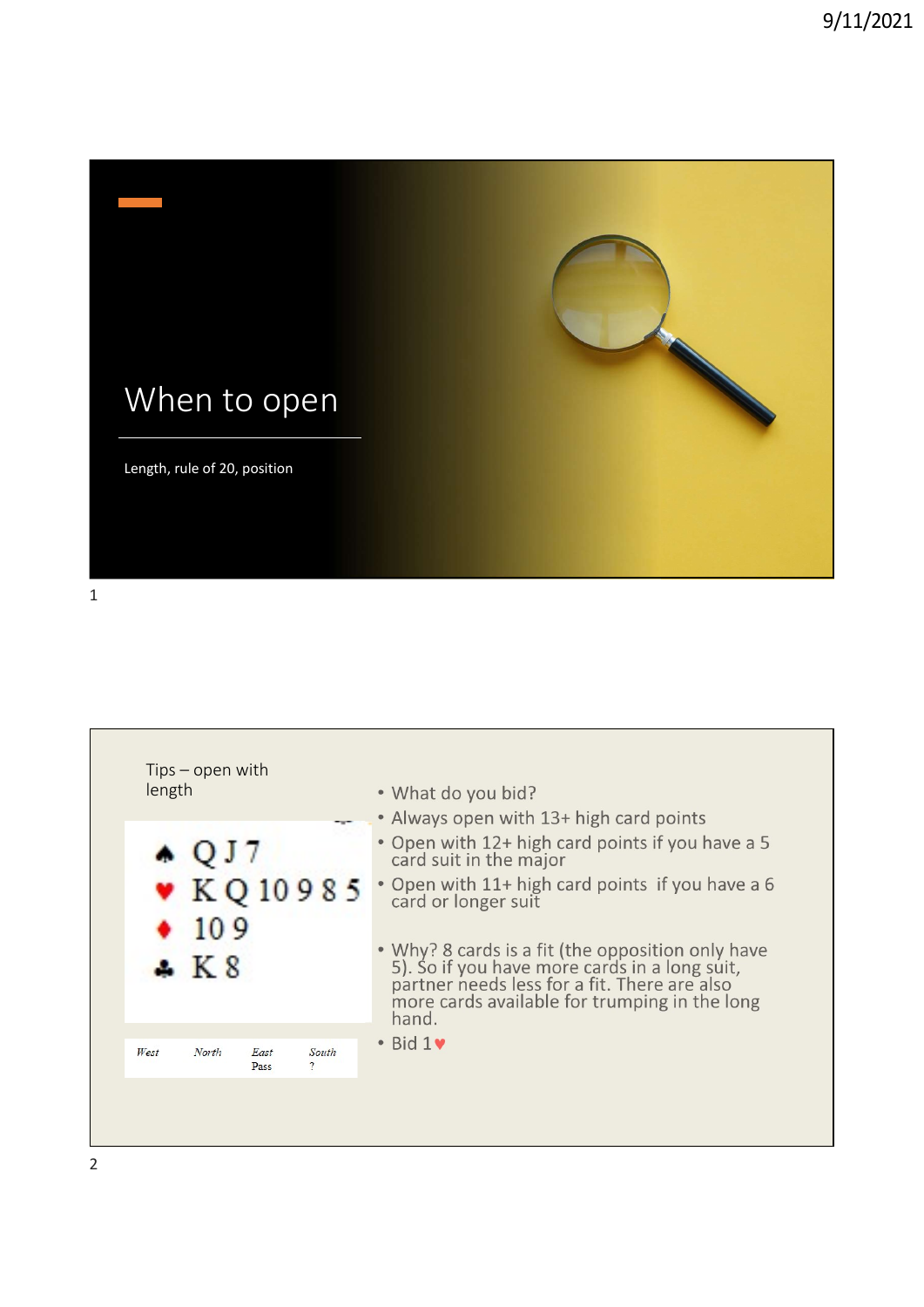# When to open

Length, rule of 20, position

## Tips – open with length

♠ Q J 7
♥ K Q 10 9 8 5
♦ 10 9
♣ K 8

| West | North | East | South |
|---|---|---|---|
| | | Pass | ? |

- What do you bid?
- Always open with 13+ high card points
- Open with 12+ high card points if you have a 5 card suit in the major
- Open with 11+ high card points if you have a 6 card or longer suit
- Why? 8 cards is a fit (the opposition only have 5). So if you have more cards in a long suit, partner needs less for a fit. There are also more cards available for trumping in the long hand.
- Bid 1♥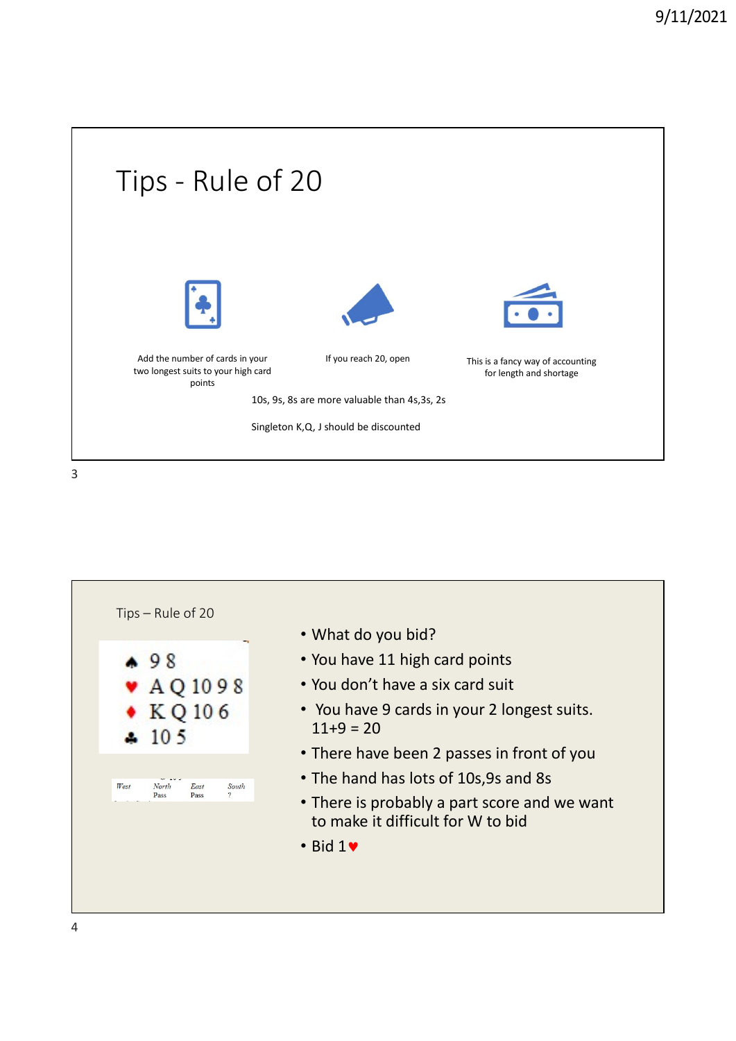# Tips - Rule of 20

Add the number of cards in your two longest suits to your high card points

If you reach 20, open

This is a fancy way of accounting for length and shortage

10s, 9s, 8s are more valuable than 4s,3s, 2s

Singleton K,Q, J should be discounted

## Tips – Rule of 20

♠ 9 8
♥ A Q 10 9 8
♦ K Q 10 6
♣ 10 5

| West | North | East | South |
|---|---|---|---|
| | Pass | Pass | ? |

- What do you bid?
- You have 11 high card points
- You don't have a six card suit
- You have 9 cards in your 2 longest suits. 11+9 = 20
- There have been 2 passes in front of you
- The hand has lots of 10s,9s and 8s
- There is probably a part score and we want to make it difficult for W to bid
- Bid 1♥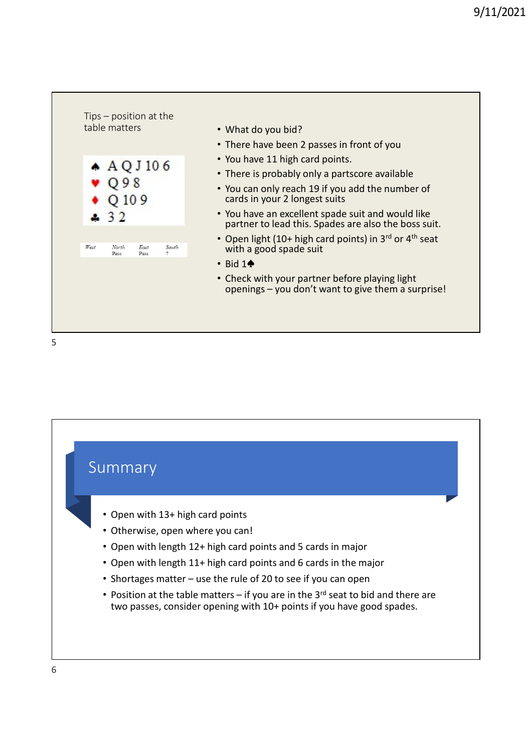Tips – position at the table matters

♠ A Q J 10 6
♥ Q 9 8
♦ Q 10 9
♣ 3 2

| West | North | East | South |
|---|---|---|---|
| | Pass | Pass | ? |

- What do you bid?
- There have been 2 passes in front of you
- You have 11 high card points.
- There is probably only a partscore available
- You can only reach 19 if you add the number of cards in your 2 longest suits
- You have an excellent spade suit and would like partner to lead this. Spades are also the boss suit.
- Open light (10+ high card points) in 3rd or 4th seat with a good spade suit
- Bid 1♠
- Check with your partner before playing light openings – you don't want to give them a surprise!

## Summary

- Open with 13+ high card points
- Otherwise, open where you can!
- Open with length 12+ high card points and 5 cards in major
- Open with length 11+ high card points and 6 cards in the major
- Shortages matter – use the rule of 20 to see if you can open
- Position at the table matters – if you are in the 3rd seat to bid and there are two passes, consider opening with 10+ points if you have good spades.